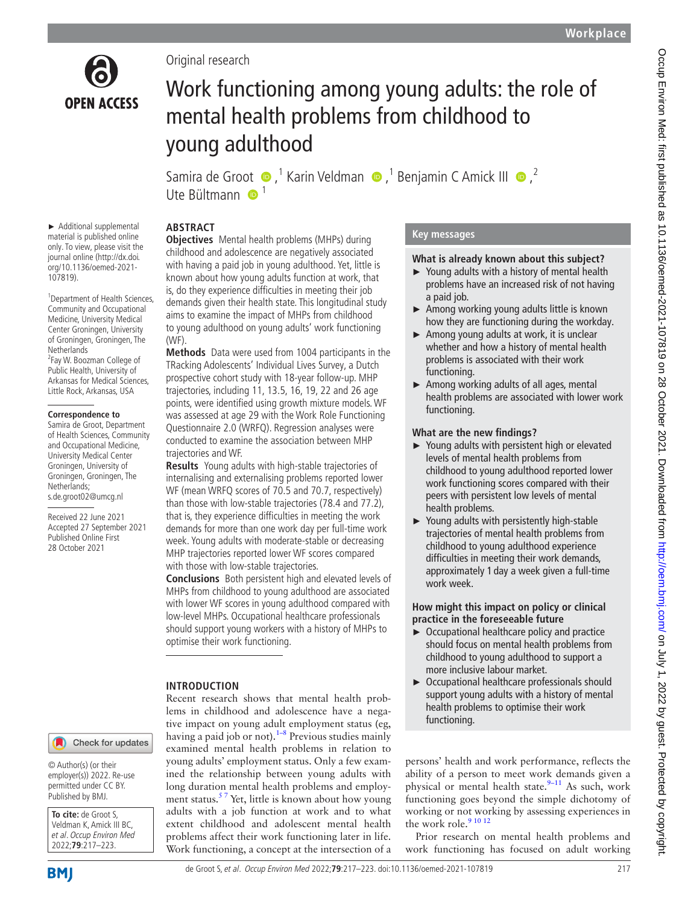Original research

# Work functioning among young adults: the role of mental health problems from childhood to young adulthood

Samira de Groot ,[1] Karin Veldman ,[1] Benjamin C Amick III ,[2] Ute Bültmann [1]

► Additional supplemental material is published online only. To view, please visit the journal online (http://dx.doi.org/10.1136/oemed-2021-107819).

[1]Department of Health Sciences, Community and Occupational Medicine, University Medical Center Groningen, University of Groningen, Groningen, The Netherlands
[2]Fay W. Boozman College of Public Health, University of Arkansas for Medical Sciences, Little Rock, Arkansas, USA

**Correspondence to**
Samira de Groot, Department of Health Sciences, Community and Occupational Medicine, University Medical Center Groningen, University of Groningen, Groningen, The Netherlands; s.de.groot02@umcg.nl

Received 22 June 2021
Accepted 27 September 2021
Published Online First 28 October 2021

© Author(s) (or their employer(s)) 2022. Re-use permitted under CC BY. Published by BMJ.

**To cite:** de Groot S, Veldman K, Amick III BC, *et al. Occup Environ Med* 2022;**79**:217–223.

## ABSTRACT

**Objectives** Mental health problems (MHPs) during childhood and adolescence are negatively associated with having a paid job in young adulthood. Yet, little is known about how young adults function at work, that is, do they experience difficulties in meeting their job demands given their health state. This longitudinal study aims to examine the impact of MHPs from childhood to young adulthood on young adults' work functioning (WF).

**Methods** Data were used from 1004 participants in the TRacking Adolescents' Individual Lives Survey, a Dutch prospective cohort study with 18-year follow-up. MHP trajectories, including 11, 13.5, 16, 19, 22 and 26 age points, were identified using growth mixture models. WF was assessed at age 29 with the Work Role Functioning Questionnaire 2.0 (WRFQ). Regression analyses were conducted to examine the association between MHP trajectories and WF.

**Results** Young adults with high-stable trajectories of internalising and externalising problems reported lower WF (mean WRFQ scores of 70.5 and 70.7, respectively) than those with low-stable trajectories (78.4 and 77.2), that is, they experience difficulties in meeting the work demands for more than one work day per full-time work week. Young adults with moderate-stable or decreasing MHP trajectories reported lower WF scores compared with those with low-stable trajectories.

**Conclusions** Both persistent high and elevated levels of MHPs from childhood to young adulthood are associated with lower WF scores in young adulthood compared with low-level MHPs. Occupational healthcare professionals should support young workers with a history of MHPs to optimise their work functioning.

## Key messages

**What is already known about this subject?**

- Young adults with a history of mental health problems have an increased risk of not having a paid job.
- Among working young adults little is known how they are functioning during the workday.
- Among young adults at work, it is unclear whether and how a history of mental health problems is associated with their work functioning.
- Among working adults of all ages, mental health problems are associated with lower work functioning.

**What are the new findings?**

- Young adults with persistent high or elevated levels of mental health problems from childhood to young adulthood reported lower work functioning scores compared with their peers with persistent low levels of mental health problems.
- Young adults with persistently high-stable trajectories of mental health problems from childhood to young adulthood experience difficulties in meeting their work demands, approximately 1 day a week given a full-time work week.

**How might this impact on policy or clinical practice in the foreseeable future**

- Occupational healthcare policy and practice should focus on mental health problems from childhood to young adulthood to support a more inclusive labour market.
- Occupational healthcare professionals should support young adults with a history of mental health problems to optimise their work functioning.

## INTRODUCTION

Recent research shows that mental health problems in childhood and adolescence have a negative impact on young adult employment status (eg, having a paid job or not).[1–8] Previous studies mainly examined mental health problems in relation to young adults' employment status. Only a few examined the relationship between young adults with long duration mental health problems and employment status.[5 7] Yet, little is known about how young adults with a job function at work and to what extent childhood and adolescent mental health problems affect their work functioning later in life. Work functioning, a concept at the intersection of a persons' health and work performance, reflects the ability of a person to meet work demands given a physical or mental health state.[9–11] As such, work functioning goes beyond the simple dichotomy of working or not working by assessing experiences in the work role.[9 10 12]

Prior research on mental health problems and work functioning has focused on adult working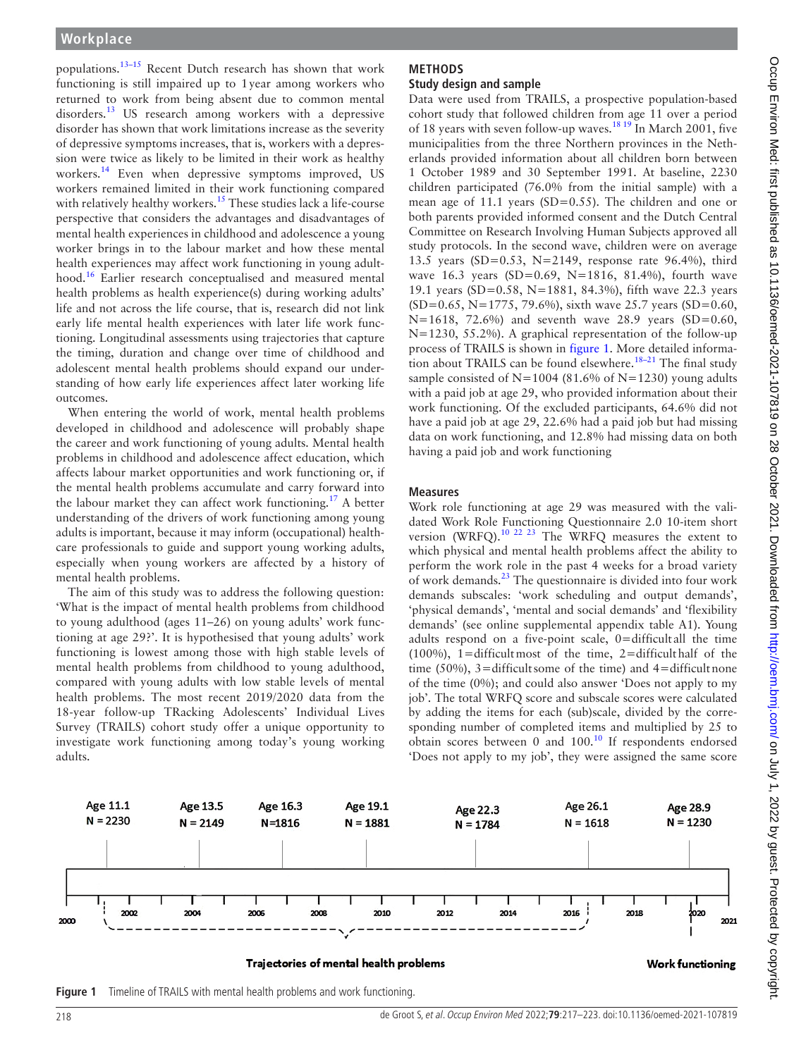populations.[13–15] Recent Dutch research has shown that work functioning is still impaired up to 1 year among workers who returned to work from being absent due to common mental disorders.[13] US research among workers with a depressive disorder has shown that work limitations increase as the severity of depressive symptoms increases, that is, workers with a depression were twice as likely to be limited in their work as healthy workers.[14] Even when depressive symptoms improved, US workers remained limited in their work functioning compared with relatively healthy workers.[15] These studies lack a life-course perspective that considers the advantages and disadvantages of mental health experiences in childhood and adolescence a young worker brings in to the labour market and how these mental health experiences may affect work functioning in young adulthood.[16] Earlier research conceptualised and measured mental health problems as health experience(s) during working adults' life and not across the life course, that is, research did not link early life mental health experiences with later life work functioning. Longitudinal assessments using trajectories that capture the timing, duration and change over time of childhood and adolescent mental health problems should expand our understanding of how early life experiences affect later working life outcomes.

When entering the world of work, mental health problems developed in childhood and adolescence will probably shape the career and work functioning of young adults. Mental health problems in childhood and adolescence affect education, which affects labour market opportunities and work functioning or, if the mental health problems accumulate and carry forward into the labour market they can affect work functioning.[17] A better understanding of the drivers of work functioning among young adults is important, because it may inform (occupational) healthcare professionals to guide and support young working adults, especially when young workers are affected by a history of mental health problems.

The aim of this study was to address the following question: 'What is the impact of mental health problems from childhood to young adulthood (ages 11–26) on young adults' work functioning at age 29?'. It is hypothesised that young adults' work functioning is lowest among those with high stable levels of mental health problems from childhood to young adulthood, compared with young adults with low stable levels of mental health problems. The most recent 2019/2020 data from the 18-year follow-up TRacking Adolescents' Individual Lives Survey (TRAILS) cohort study offer a unique opportunity to investigate work functioning among today's young working adults.

## METHODS

### Study design and sample

Data were used from TRAILS, a prospective population-based cohort study that followed children from age 11 over a period of 18 years with seven follow-up waves.[18,19] In March 2001, five municipalities from the three Northern provinces in the Netherlands provided information about all children born between 1 October 1989 and 30 September 1991. At baseline, 2230 children participated (76.0% from the initial sample) with a mean age of 11.1 years (SD=0.55). The children and one or both parents provided informed consent and the Dutch Central Committee on Research Involving Human Subjects approved all study protocols. In the second wave, children were on average 13.5 years (SD=0.53, N=2149, response rate 96.4%), third wave 16.3 years (SD=0.69, N=1816, 81.4%), fourth wave 19.1 years (SD=0.58, N=1881, 84.3%), fifth wave 22.3 years (SD=0.65, N=1775, 79.6%), sixth wave 25.7 years (SD=0.60, N=1618, 72.6%) and seventh wave 28.9 years (SD=0.60, N=1230, 55.2%). A graphical representation of the follow-up process of TRAILS is shown in figure 1. More detailed information about TRAILS can be found elsewhere.[18–21] The final study sample consisted of N=1004 (81.6% of N=1230) young adults with a paid job at age 29, who provided information about their work functioning. Of the excluded participants, 64.6% did not have a paid job at age 29, 22.6% had a paid job but had missing data on work functioning, and 12.8% had missing data on both having a paid job and work functioning

### Measures

Work role functioning at age 29 was measured with the validated Work Role Functioning Questionnaire 2.0 10-item short version (WRFQ).[10,22,23] The WRFQ measures the extent to which physical and mental health problems affect the ability to perform the work role in the past 4 weeks for a broad variety of work demands.[23] The questionnaire is divided into four work demands subscales: 'work scheduling and output demands', 'physical demands', 'mental and social demands' and 'flexibility demands' (see online supplemental appendix table A1). Young adults respond on a five-point scale, 0=difficult all the time (100%), 1=difficult most of the time, 2=difficult half of the time (50%), 3=difficult some of the time) and 4=difficult none of the time (0%); and could also answer 'Does not apply to my job'. The total WRFQ score and subscale scores were calculated by adding the items for each (sub)scale, divided by the corresponding number of completed items and multiplied by 25 to obtain scores between 0 and 100.[10] If respondents endorsed 'Does not apply to my job', they were assigned the same score

| Age 11.1 N = 2230 | Age 13.5 N = 2149 | Age 16.3 N=1816 | Age 19.1 N = 1881 | Age 22.3 N = 1784 | Age 26.1 N = 1618 | Age 28.9 N = 1230 |
|---|---|---|---|---|---|---|

Timeline: 2000 – 2002 – 2004 – 2006 – 2008 – 2010 – 2012 – 2014 – 2016 – 2018 – 2020 – 2021

Trajectories of mental health problems (2001–2016) | Work functioning (2020)

**Figure 1** Timeline of TRAILS with mental health problems and work functioning.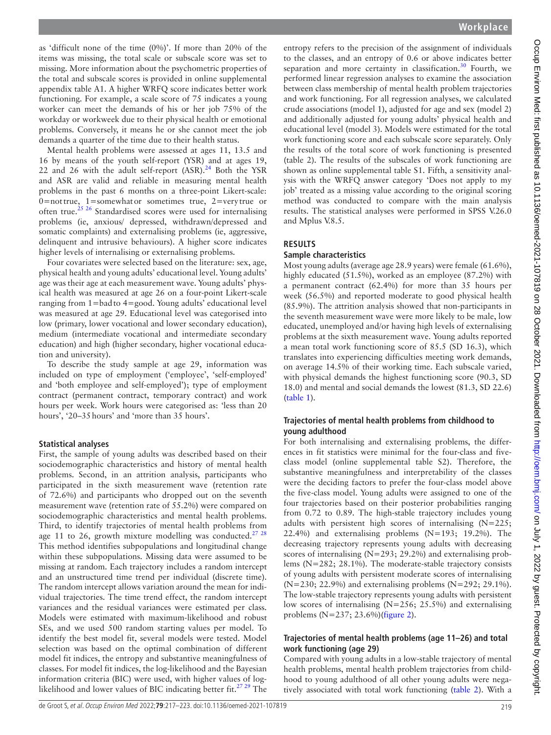as 'difficult none of the time (0%)'. If more than 20% of the items was missing, the total scale or subscale score was set to missing. More information about the psychometric properties of the total and subscale scores is provided in online supplemental appendix table A1. A higher WRFQ score indicates better work functioning. For example, a scale score of 75 indicates a young worker can meet the demands of his or her job 75% of the workday or workweek due to their physical health or emotional problems. Conversely, it means he or she cannot meet the job demands a quarter of the time due to their health status.

Mental health problems were assessed at ages 11, 13.5 and 16 by means of the youth self-report (YSR) and at ages 19, 22 and 26 with the adult self-report (ASR).[24] Both the YSR and ASR are valid and reliable in measuring mental health problems in the past 6 months on a three-point Likert-scale: 0=not true, 1=somewhat or sometimes true, 2=very true or often true.[25 26] Standardised scores were used for internalising problems (ie, anxious/ depressed, withdrawn/depressed and somatic complaints) and externalising problems (ie, aggressive, delinquent and intrusive behaviours). A higher score indicates higher levels of internalising or externalising problems.

Four covariates were selected based on the literature: sex, age, physical health and young adults' educational level. Young adults' age was their age at each measurement wave. Young adults' physical health was measured at age 26 on a four-point Likert-scale ranging from 1=bad to 4=good. Young adults' educational level was measured at age 29. Educational level was categorised into low (primary, lower vocational and lower secondary education), medium (intermediate vocational and intermediate secondary education) and high (higher secondary, higher vocational education and university).

To describe the study sample at age 29, information was included on type of employment ('employee', 'self-employed' and 'both employee and self-employed'); type of employment contract (permanent contract, temporary contract) and work hours per week. Work hours were categorised as: 'less than 20 hours', '20–35 hours' and 'more than 35 hours'.

### Statistical analyses

First, the sample of young adults was described based on their sociodemographic characteristics and history of mental health problems. Second, in an attrition analysis, participants who participated in the sixth measurement wave (retention rate of 72.6%) and participants who dropped out on the seventh measurement wave (retention rate of 55.2%) were compared on sociodemographic characteristics and mental health problems. Third, to identify trajectories of mental health problems from age 11 to 26, growth mixture modelling was conducted.[27 28] This method identifies subpopulations and longitudinal change within these subpopulations. Missing data were assumed to be missing at random. Each trajectory includes a random intercept and an unstructured time trend per individual (discrete time). The random intercept allows variation around the mean for individual trajectories. The time trend effect, the random intercept variances and the residual variances were estimated per class. Models were estimated with maximum-likelihood and robust SEs, and we used 500 random starting values per model. To identify the best model fit, several models were tested. Model selection was based on the optimal combination of different model fit indices, the entropy and substantive meaningfulness of classes. For model fit indices, the log-likelihood and the Bayesian information criteria (BIC) were used, with higher values of log-likelihood and lower values of BIC indicating better fit.[27 29] The entropy refers to the precision of the assignment of individuals to the classes, and an entropy of 0.6 or above indicates better separation and more certainty in classification.[30] Fourth, we performed linear regression analyses to examine the association between class membership of mental health problem trajectories and work functioning. For all regression analyses, we calculated crude associations (model 1), adjusted for age and sex (model 2) and additionally adjusted for young adults' physical health and educational level (model 3). Models were estimated for the total work functioning score and each subscale score separately. Only the results of the total score of work functioning is presented (table 2). The results of the subscales of work functioning are shown as online supplemental table S1. Fifth, a sensitivity analysis with the WRFQ answer category 'Does not apply to my job' treated as a missing value according to the original scoring method was conducted to compare with the main analysis results. The statistical analyses were performed in SPSS V.26.0 and Mplus V.8.5.

## RESULTS

### Sample characteristics

Most young adults (average age 28.9 years) were female (61.6%), highly educated (51.5%), worked as an employee (87.2%) with a permanent contract (62.4%) for more than 35 hours per week (56.5%) and reported moderate to good physical health (85.9%). The attrition analysis showed that non-participants in the seventh measurement wave were more likely to be male, low educated, unemployed and/or having high levels of externalising problems at the sixth measurement wave. Young adults reported a mean total work functioning score of 85.5 (SD 16.3), which translates into experiencing difficulties meeting work demands, on average 14.5% of their working time. Each subscale varied, with physical demands the highest functioning score (90.3, SD 18.0) and mental and social demands the lowest (81.3, SD 22.6) (table 1).

### Trajectories of mental health problems from childhood to young adulthood

For both internalising and externalising problems, the differences in fit statistics were minimal for the four-class and five-class model (online supplemental table S2). Therefore, the substantive meaningfulness and interpretability of the classes were the deciding factors to prefer the four-class model above the five-class model. Young adults were assigned to one of the four trajectories based on their posterior probabilities ranging from 0.72 to 0.89. The high-stable trajectory includes young adults with persistent high scores of internalising (N=225; 22.4%) and externalising problems (N=193; 19.2%). The decreasing trajectory represents young adults with decreasing scores of internalising (N=293; 29.2%) and externalising problems (N=282; 28.1%). The moderate-stable trajectory consists of young adults with persistent moderate scores of internalising (N=230; 22.9%) and externalising problems (N=292; 29.1%). The low-stable trajectory represents young adults with persistent low scores of internalising (N=256; 25.5%) and externalising problems (N=237; 23.6%)(figure 2).

### Trajectories of mental health problems (age 11–26) and total work functioning (age 29)

Compared with young adults in a low-stable trajectory of mental health problems, mental health problem trajectories from childhood to young adulthood of all other young adults were negatively associated with total work functioning (table 2). With a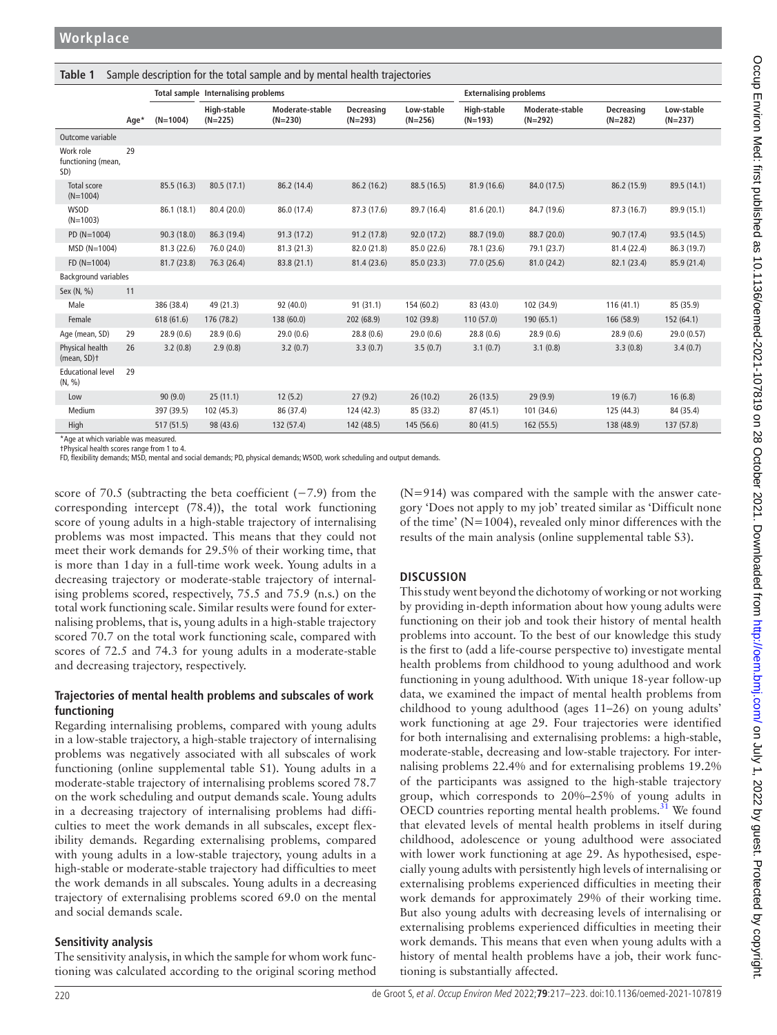**Table 1** Sample description for the total sample and by mental health trajectories

| | Age* | Total sample | Internalising problems | | | | Externalising problems | | | |
|---|---|---|---|---|---|---|---|---|---|---|
| | | (N=1004) | High-stable (N=225) | Moderate-stable (N=230) | Decreasing (N=293) | Low-stable (N=256) | High-stable (N=193) | Moderate-stable (N=292) | Decreasing (N=282) | Low-stable (N=237) |
| Outcome variable | | | | | | | | | | |
| Work role functioning (mean, SD) | 29 | | | | | | | | | |
| Total score (N=1004) | | 85.5 (16.3) | 80.5 (17.1) | 86.2 (14.4) | 86.2 (16.2) | 88.5 (16.5) | 81.9 (16.6) | 84.0 (17.5) | 86.2 (15.9) | 89.5 (14.1) |
| WSOD (N=1003) | | 86.1 (18.1) | 80.4 (20.0) | 86.0 (17.4) | 87.3 (17.6) | 89.7 (16.4) | 81.6 (20.1) | 84.7 (19.6) | 87.3 (16.7) | 89.9 (15.1) |
| PD (N=1004) | | 90.3 (18.0) | 86.3 (19.4) | 91.3 (17.2) | 91.2 (17.8) | 92.0 (17.2) | 88.7 (19.0) | 88.7 (20.0) | 90.7 (17.4) | 93.5 (14.5) |
| MSD (N=1004) | | 81.3 (22.6) | 76.0 (24.0) | 81.3 (21.3) | 82.0 (21.8) | 85.0 (22.6) | 78.1 (23.6) | 79.1 (23.7) | 81.4 (22.4) | 86.3 (19.7) |
| FD (N=1004) | | 81.7 (23.8) | 76.3 (26.4) | 83.8 (21.1) | 81.4 (23.6) | 85.0 (23.3) | 77.0 (25.6) | 81.0 (24.2) | 82.1 (23.4) | 85.9 (21.4) |
| Background variables | | | | | | | | | | |
| Sex (N, %) | 11 | | | | | | | | | |
| Male | | 386 (38.4) | 49 (21.3) | 92 (40.0) | 91 (31.1) | 154 (60.2) | 83 (43.0) | 102 (34.9) | 116 (41.1) | 85 (35.9) |
| Female | | 618 (61.6) | 176 (78.2) | 138 (60.0) | 202 (68.9) | 102 (39.8) | 110 (57.0) | 190 (65.1) | 166 (58.9) | 152 (64.1) |
| Age (mean, SD) | 29 | 28.9 (0.6) | 28.9 (0.6) | 29.0 (0.6) | 28.8 (0.6) | 29.0 (0.6) | 28.8 (0.6) | 28.9 (0.6) | 28.9 (0.6) | 29.0 (0.57) |
| Physical health (mean, SD)† | 26 | 3.2 (0.8) | 2.9 (0.8) | 3.2 (0.7) | 3.3 (0.7) | 3.5 (0.7) | 3.1 (0.7) | 3.1 (0.8) | 3.3 (0.8) | 3.4 (0.7) |
| Educational level (N, %) | 29 | | | | | | | | | |
| Low | | 90 (9.0) | 25 (11.1) | 12 (5.2) | 27 (9.2) | 26 (10.2) | 26 (13.5) | 29 (9.9) | 19 (6.7) | 16 (6.8) |
| Medium | | 397 (39.5) | 102 (45.3) | 86 (37.4) | 124 (42.3) | 85 (33.2) | 87 (45.1) | 101 (34.6) | 125 (44.3) | 84 (35.4) |
| High | | 517 (51.5) | 98 (43.6) | 132 (57.4) | 142 (48.5) | 145 (56.6) | 80 (41.5) | 162 (55.5) | 138 (48.9) | 137 (57.8) |

*Age at which variable was measured.
†Physical health scores range from 1 to 4.
FD, flexibility demands; MSD, mental and social demands; PD, physical demands; WSOD, work scheduling and output demands.

score of 70.5 (subtracting the beta coefficient (−7.9) from the corresponding intercept (78.4)), the total work functioning score of young adults in a high-stable trajectory of internalising problems was most impacted. This means that they could not meet their work demands for 29.5% of their working time, that is more than 1 day in a full-time work week. Young adults in a decreasing trajectory or moderate-stable trajectory of internalising problems scored, respectively, 75.5 and 75.9 (n.s.) on the total work functioning scale. Similar results were found for externalising problems, that is, young adults in a high-stable trajectory scored 70.7 on the total work functioning scale, compared with scores of 72.5 and 74.3 for young adults in a moderate-stable and decreasing trajectory, respectively.

### Trajectories of mental health problems and subscales of work functioning

Regarding internalising problems, compared with young adults in a low-stable trajectory, a high-stable trajectory of internalising problems was negatively associated with all subscales of work functioning (online supplemental table S1). Young adults in a moderate-stable trajectory of internalising problems scored 78.7 on the work scheduling and output demands scale. Young adults in a decreasing trajectory of internalising problems had difficulties to meet the work demands in all subscales, except flexibility demands. Regarding externalising problems, compared with young adults in a low-stable trajectory, young adults in a high-stable or moderate-stable trajectory had difficulties to meet the work demands in all subscales. Young adults in a decreasing trajectory of externalising problems scored 69.0 on the mental and social demands scale.

### Sensitivity analysis

The sensitivity analysis, in which the sample for whom work functioning was calculated according to the original scoring method (N=914) was compared with the sample with the answer category 'Does not apply to my job' treated similar as 'Difficult none of the time' (N=1004), revealed only minor differences with the results of the main analysis (online supplemental table S3).

## DISCUSSION

This study went beyond the dichotomy of working or not working by providing in-depth information about how young adults were functioning on their job and took their history of mental health problems into account. To the best of our knowledge this study is the first to (add a life-course perspective to) investigate mental health problems from childhood to young adulthood and work functioning in young adulthood. With unique 18-year follow-up data, we examined the impact of mental health problems from childhood to young adulthood (ages 11–26) on young adults' work functioning at age 29. Four trajectories were identified for both internalising and externalising problems: a high-stable, moderate-stable, decreasing and low-stable trajectory. For internalising problems 22.4% and for externalising problems 19.2% of the participants was assigned to the high-stable trajectory group, which corresponds to 20%–25% of young adults in OECD countries reporting mental health problems.[31] We found that elevated levels of mental health problems in itself during childhood, adolescence or young adulthood were associated with lower work functioning at age 29. As hypothesised, especially young adults with persistently high levels of internalising or externalising problems experienced difficulties in meeting their work demands for approximately 29% of their working time. But also young adults with decreasing levels of internalising or externalising problems experienced difficulties in meeting their work demands. This means that even when young adults with a history of mental health problems have a job, their work functioning is substantially affected.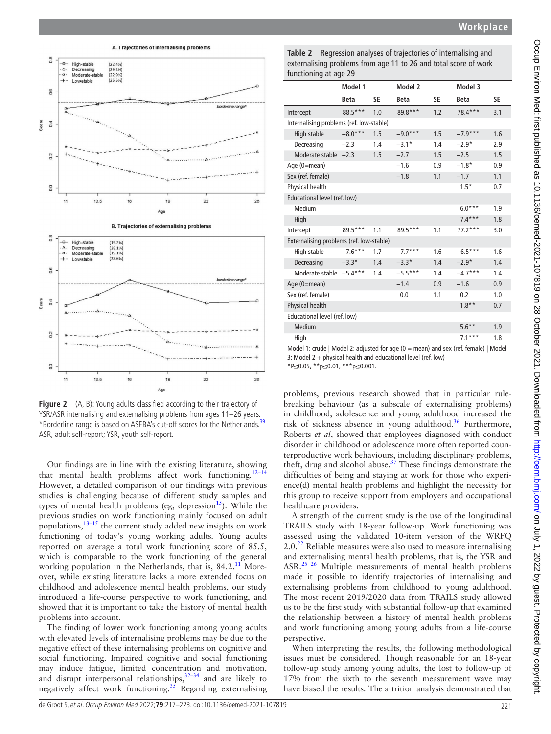**Figure 2** (A, B): Young adults classified according to their trajectory of YSR/ASR internalising and externalising problems from ages 11–26 years. *Borderline range is based on ASEBA's cut-off scores for the Netherlands.[39] ASR, adult self-report; YSR, youth self-report.

**Table 2** Regression analyses of trajectories of internalising and externalising problems from age 11 to 26 and total score of work functioning at age 29

| | Model 1 | | Model 2 | | Model 3 | |
|---|---|---|---|---|---|---|
| | Beta | SE | Beta | SE | Beta | SE |
| Intercept | 88.5*** | 1.0 | 89.8*** | 1.2 | 78.4*** | 3.1 |
| Internalising problems (ref. low-stable) | | | | | | |
| High stable | −8.0*** | 1.5 | −9.0*** | 1.5 | −7.9*** | 1.6 |
| Decreasing | −2.3 | 1.4 | −3.1* | 1.4 | −2.9* | 2.9 |
| Moderate stable | −2.3 | 1.5 | −2.7 | 1.5 | −2.5 | 1.5 |
| Age (0=mean) | | | −1.6 | 0.9 | −1.8* | 0.9 |
| Sex (ref. female) | | | −1.8 | 1.1 | −1.7 | 1.1 |
| Physical health | | | | | 1.5* | 0.7 |
| Educational level (ref. low) | | | | | | |
| Medium | | | | | 6.0*** | 1.9 |
| High | | | | | 7.4*** | 1.8 |
| Intercept | 89.5*** | 1.1 | 89.5*** | 1.1 | 77.2*** | 3.0 |
| Externalising problems (ref. low-stable) | | | | | | |
| High stable | −7.6*** | 1.7 | −7.7*** | 1.6 | −6.5*** | 1.6 |
| Decreasing | −3.3* | 1.4 | −3.3* | 1.4 | −2.9* | 1.4 |
| Moderate stable | −5.4*** | 1.4 | −5.5*** | 1.4 | −4.7*** | 1.4 |
| Age (0=mean) | | | −1.4 | 0.9 | −1.6 | 0.9 |
| Sex (ref. female) | | | 0.0 | 1.1 | 0.2 | 1.0 |
| Physical health | | | | | 1.8** | 0.7 |
| Educational level (ref. low) | | | | | | |
| Medium | | | | | 5.6** | 1.9 |
| High | | | | | 7.1*** | 1.8 |

Model 1: crude | Model 2: adjusted for age (0 = mean) and sex (ref. female) | Model 3: Model 2 + physical health and educational level (ref. low)
*P≤0.05, **p≤0.01, ***p≤0.001.

Our findings are in line with the existing literature, showing that mental health problems affect work functioning.[12–14] However, a detailed comparison of our findings with previous studies is challenging because of different study samples and types of mental health problems (eg, depression[15]). While the previous studies on work functioning mainly focused on adult populations,[13–15] the current study added new insights on work functioning of today's young working adults. Young adults reported on average a total work functioning score of 85.5, which is comparable to the work functioning of the general working population in the Netherlands, that is, 84.2.[11] Moreover, while existing literature lacks a more extended focus on childhood and adolescence mental health problems, our study introduced a life-course perspective to work functioning, and showed that it is important to take the history of mental health problems into account.

The finding of lower work functioning among young adults with elevated levels of internalising problems may be due to the negative effect of these internalising problems on cognitive and social functioning. Impaired cognitive and social functioning may induce fatigue, limited concentration and motivation, and disrupt interpersonal relationships,[32–34] and are likely to negatively affect work functioning.[35] Regarding externalising problems, previous research showed that in particular rule-breaking behaviour (as a subscale of externalising problems) in childhood, adolescence and young adulthood increased the risk of sickness absence in young adulthood.[36] Furthermore, Roberts *et al*, showed that employees diagnosed with conduct disorder in childhood or adolescence more often reported counterproductive work behaviours, including disciplinary problems, theft, drug and alcohol abuse.[37] These findings demonstrate the difficulties of being and staying at work for those who experience(d) mental health problems and highlight the necessity for this group to receive support from employers and occupational healthcare providers.

A strength of the current study is the use of the longitudinal TRAILS study with 18-year follow-up. Work functioning was assessed using the validated 10-item version of the WRFQ 2.0.[22] Reliable measures were also used to measure internalising and externalising mental health problems, that is, the YSR and ASR.[25 26] Multiple measurements of mental health problems made it possible to identify trajectories of internalising and externalising problems from childhood to young adulthood. The most recent 2019/2020 data from TRAILS study allowed us to be the first study with substantial follow-up that examined the relationship between a history of mental health problems and work functioning among young adults from a life-course perspective.

When interpreting the results, the following methodological issues must be considered. Though reasonable for an 18-year follow-up study among young adults, the lost to follow-up of 17% from the sixth to the seventh measurement wave may have biased the results. The attrition analysis demonstrated that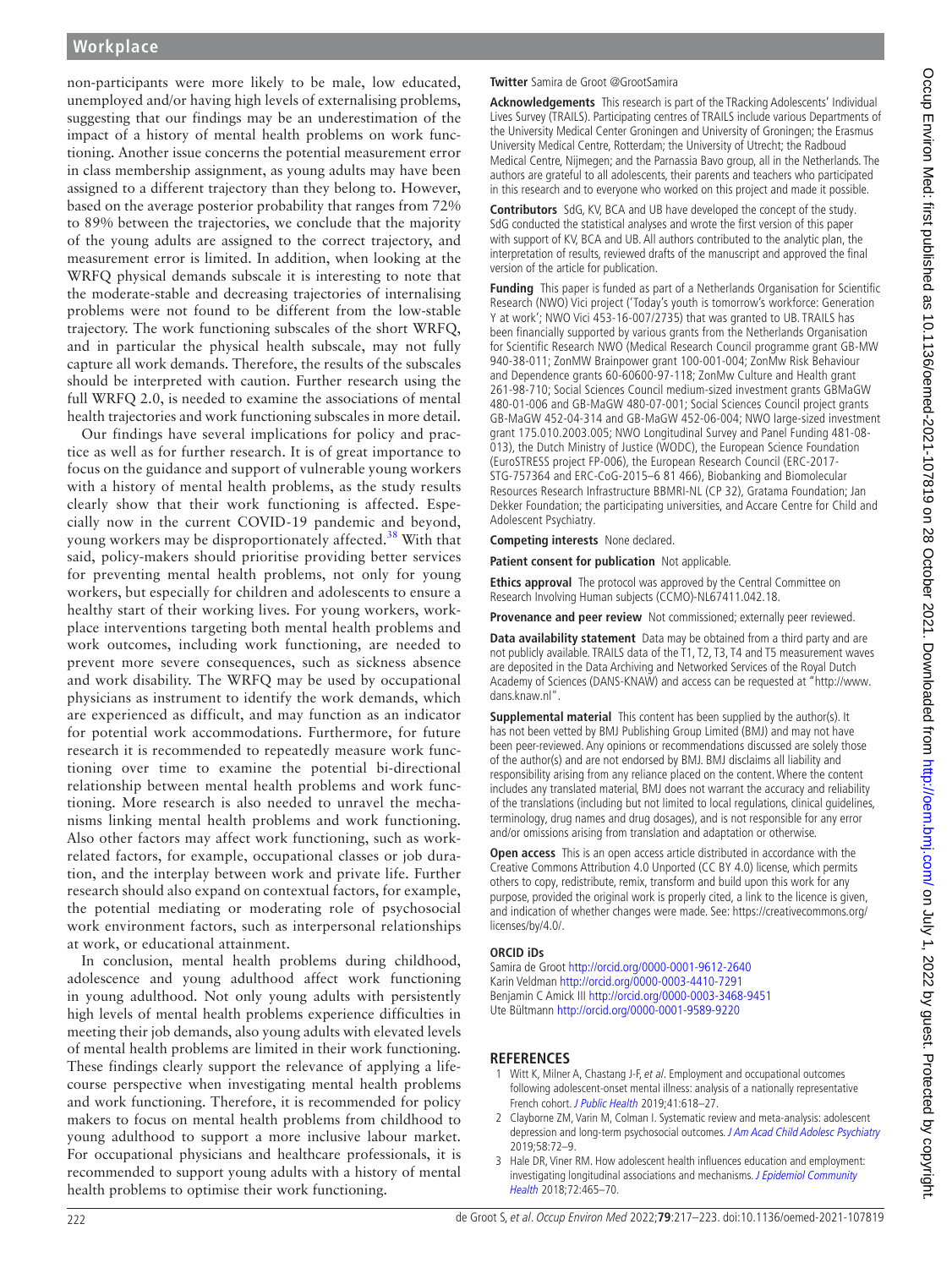non-participants were more likely to be male, low educated, unemployed and/or having high levels of externalising problems, suggesting that our findings may be an underestimation of the impact of a history of mental health problems on work functioning. Another issue concerns the potential measurement error in class membership assignment, as young adults may have been assigned to a different trajectory than they belong to. However, based on the average posterior probability that ranges from 72% to 89% between the trajectories, we conclude that the majority of the young adults are assigned to the correct trajectory, and measurement error is limited. In addition, when looking at the WRFQ physical demands subscale it is interesting to note that the moderate-stable and decreasing trajectories of internalising problems were not found to be different from the low-stable trajectory. The work functioning subscales of the short WRFQ, and in particular the physical health subscale, may not fully capture all work demands. Therefore, the results of the subscales should be interpreted with caution. Further research using the full WRFQ 2.0, is needed to examine the associations of mental health trajectories and work functioning subscales in more detail.

Our findings have several implications for policy and practice as well as for further research. It is of great importance to focus on the guidance and support of vulnerable young workers with a history of mental health problems, as the study results clearly show that their work functioning is affected. Especially now in the current COVID-19 pandemic and beyond, young workers may be disproportionately affected.[38] With that said, policy-makers should prioritise providing better services for preventing mental health problems, not only for young workers, but especially for children and adolescents to ensure a healthy start of their working lives. For young workers, workplace interventions targeting both mental health problems and work outcomes, including work functioning, are needed to prevent more severe consequences, such as sickness absence and work disability. The WRFQ may be used by occupational physicians as instrument to identify the work demands, which are experienced as difficult, and may function as an indicator for potential work accommodations. Furthermore, for future research it is recommended to repeatedly measure work functioning over time to examine the potential bi-directional relationship between mental health problems and work functioning. More research is also needed to unravel the mechanisms linking mental health problems and work functioning. Also other factors may affect work functioning, such as work-related factors, for example, occupational classes or job duration, and the interplay between work and private life. Further research should also expand on contextual factors, for example, the potential mediating or moderating role of psychosocial work environment factors, such as interpersonal relationships at work, or educational attainment.

In conclusion, mental health problems during childhood, adolescence and young adulthood affect work functioning in young adulthood. Not only young adults with persistently high levels of mental health problems experience difficulties in meeting their job demands, also young adults with elevated levels of mental health problems are limited in their work functioning. These findings clearly support the relevance of applying a life-course perspective when investigating mental health problems and work functioning. Therefore, it is recommended for policy makers to focus on mental health problems from childhood to young adulthood to support a more inclusive labour market. For occupational physicians and healthcare professionals, it is recommended to support young adults with a history of mental health problems to optimise their work functioning.

**Twitter** Samira de Groot @GrootSamira

**Acknowledgements** This research is part of the TRacking Adolescents' Individual Lives Survey (TRAILS). Participating centres of TRAILS include various Departments of the University Medical Center Groningen and University of Groningen; the Erasmus University Medical Centre, Rotterdam; the University of Utrecht; the Radboud Medical Centre, Nijmegen; and the Parnassia Bavo group, all in the Netherlands. The authors are grateful to all adolescents, their parents and teachers who participated in this research and to everyone who worked on this project and made it possible.

**Contributors** SdG, KV, BCA and UB have developed the concept of the study. SdG conducted the statistical analyses and wrote the first version of this paper with support of KV, BCA and UB. All authors contributed to the analytic plan, the interpretation of results, reviewed drafts of the manuscript and approved the final version of the article for publication.

**Funding** This paper is funded as part of a Netherlands Organisation for Scientific Research (NWO) Vici project ('Today's youth is tomorrow's workforce: Generation Y at work'; NWO Vici 453-16-007/2735) that was granted to UB. TRAILS has been financially supported by various grants from the Netherlands Organisation for Scientific Research NWO (Medical Research Council programme grant GB-MW 940-38-011; ZonMW Brainpower grant 100-001-004; ZonMw Risk Behaviour and Dependence grants 60-60600-97-118; ZonMw Culture and Health grant 261-98-710; Social Sciences Council medium-sized investment grants GBMaGW 480-01-006 and GB-MaGW 480-07-001; Social Sciences Council project grants GB-MaGW 452-04-314 and GB-MaGW 452-06-004; NWO large-sized investment grant 175.010.2003.005; NWO Longitudinal Survey and Panel Funding 481-08-013), the Dutch Ministry of Justice (WODC), the European Science Foundation (EuroSTRESS project FP-006), the European Research Council (ERC-2017-STG-757364 and ERC-CoG-2015–6 81 466), Biobanking and Biomolecular Resources Research Infrastructure BBMRI-NL (CP 32), Gratama Foundation; Jan Dekker Foundation; the participating universities, and Accare Centre for Child and Adolescent Psychiatry.

**Competing interests** None declared.

**Patient consent for publication** Not applicable.

**Ethics approval** The protocol was approved by the Central Committee on Research Involving Human subjects (CCMO)-NL67411.042.18.

**Provenance and peer review** Not commissioned; externally peer reviewed.

**Data availability statement** Data may be obtained from a third party and are not publicly available. TRAILS data of the T1, T2, T3, T4 and T5 measurement waves are deposited in the Data Archiving and Networked Services of the Royal Dutch Academy of Sciences (DANS-KNAW) and access can be requested at "http://www.dans.knaw.nl".

**Supplemental material** This content has been supplied by the author(s). It has not been vetted by BMJ Publishing Group Limited (BMJ) and may not have been peer-reviewed. Any opinions or recommendations discussed are solely those of the author(s) and are not endorsed by BMJ. BMJ disclaims all liability and responsibility arising from any reliance placed on the content. Where the content includes any translated material, BMJ does not warrant the accuracy and reliability of the translations (including but not limited to local regulations, clinical guidelines, terminology, drug names and drug dosages), and is not responsible for any error and/or omissions arising from translation and adaptation or otherwise.

**Open access** This is an open access article distributed in accordance with the Creative Commons Attribution 4.0 Unported (CC BY 4.0) license, which permits others to copy, redistribute, remix, transform and build upon this work for any purpose, provided the original work is properly cited, a link to the licence is given, and indication of whether changes were made. See: https://creativecommons.org/licenses/by/4.0/.

### ORCID iDs

Samira de Groot http://orcid.org/0000-0001-9612-2640
Karin Veldman http://orcid.org/0000-0003-4410-7291
Benjamin C Amick III http://orcid.org/0000-0003-3468-9451
Ute Bültmann http://orcid.org/0000-0001-9589-9220

## REFERENCES

1. Witt K, Milner A, Chastang J-F, *et al*. Employment and occupational outcomes following adolescent-onset mental illness: analysis of a nationally representative French cohort. *J Public Health* 2019;41:618–27.
2. Clayborne ZM, Varin M, Colman I. Systematic review and meta-analysis: adolescent depression and long-term psychosocial outcomes. *J Am Acad Child Adolesc Psychiatry* 2019;58:72–9.
3. Hale DR, Viner RM. How adolescent health influences education and employment: investigating longitudinal associations and mechanisms. *J Epidemiol Community Health* 2018;72:465–70.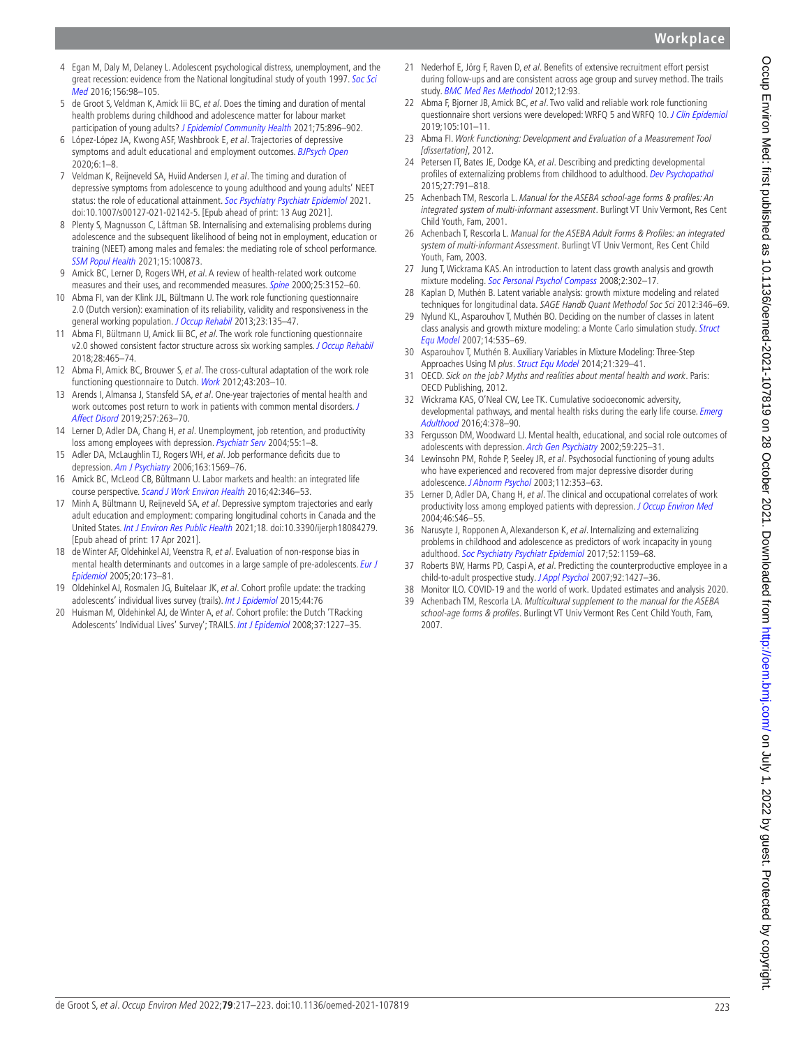4 Egan M, Daly M, Delaney L. Adolescent psychological distress, unemployment, and the great recession: evidence from the National longitudinal study of youth 1997. *Soc Sci Med* 2016;156:98–105.

5 de Groot S, Veldman K, Amick Iii BC, *et al*. Does the timing and duration of mental health problems during childhood and adolescence matter for labour market participation of young adults? *J Epidemiol Community Health* 2021;75:896–902.

6 López-López JA, Kwong ASF, Washbrook E, *et al*. Trajectories of depressive symptoms and adult educational and employment outcomes. *BJPsych Open* 2020;6:1–8.

7 Veldman K, Reijneveld SA, Hviid Andersen J, *et al*. The timing and duration of depressive symptoms from adolescence to young adulthood and young adults' NEET status: the role of educational attainment. *Soc Psychiatry Psychiatr Epidemiol* 2021. doi:10.1007/s00127-021-02142-5. [Epub ahead of print: 13 Aug 2021].

8 Plenty S, Magnusson C, Låftman SB. Internalising and externalising problems during adolescence and the subsequent likelihood of being not in employment, education or training (NEET) among males and females: the mediating role of school performance. *SSM Popul Health* 2021;15:100873.

9 Amick BC, Lerner D, Rogers WH, *et al*. A review of health-related work outcome measures and their uses, and recommended measures. *Spine* 2000;25:3152–60.

10 Abma FI, van der Klink JJL, Bültmann U. The work role functioning questionnaire 2.0 (Dutch version): examination of its reliability, validity and responsiveness in the general working population. *J Occup Rehabil* 2013;23:135–47.

11 Abma FI, Bültmann U, Amick Iii BC, *et al*. The work role functioning questionnaire v2.0 showed consistent factor structure across six working samples. *J Occup Rehabil* 2018;28:465–74.

12 Abma FI, Amick BC, Brouwer S, *et al*. The cross-cultural adaptation of the work role functioning questionnaire to Dutch. *Work* 2012;43:203–10.

13 Arends I, Almansa J, Stansfeld SA, *et al*. One-year trajectories of mental health and work outcomes post return to work in patients with common mental disorders. *J Affect Disord* 2019;257:263–70.

14 Lerner D, Adler DA, Chang H, *et al*. Unemployment, job retention, and productivity loss among employees with depression. *Psychiatr Serv* 2004;55:1–8.

15 Adler DA, McLaughlin TJ, Rogers WH, *et al*. Job performance deficits due to depression. *Am J Psychiatry* 2006;163:1569–76.

16 Amick BC, McLeod CB, Bültmann U. Labor markets and health: an integrated life course perspective. *Scand J Work Environ Health* 2016;42:346–53.

17 Minh A, Bültmann U, Reijneveld SA, *et al*. Depressive symptom trajectories and early adult education and employment: comparing longitudinal cohorts in Canada and the United States. *Int J Environ Res Public Health* 2021;18. doi:10.3390/ijerph18084279. [Epub ahead of print: 17 Apr 2021].

18 de Winter AF, Oldehinkel AJ, Veenstra R, *et al*. Evaluation of non-response bias in mental health determinants and outcomes in a large sample of pre-adolescents. *Eur J Epidemiol* 2005;20:173–81.

19 Oldehinkel AJ, Rosmalen JG, Buitelaar JK, *et al*. Cohort profile update: the tracking adolescents' individual lives survey (trails). *Int J Epidemiol* 2015;44:76

20 Huisman M, Oldehinkel AJ, de Winter A, *et al*. Cohort profile: the Dutch 'TRacking Adolescents' Individual Lives' Survey'; TRAILS. *Int J Epidemiol* 2008;37:1227–35.

21 Nederhof E, Jörg F, Raven D, *et al*. Benefits of extensive recruitment effort persist during follow-ups and are consistent across age group and survey method. The trails study. *BMC Med Res Methodol* 2012;12:93.

22 Abma F, Bjorner JB, Amick BC, *et al*. Two valid and reliable work role functioning questionnaire short versions were developed: WRFQ 5 and WRFQ 10. *J Clin Epidemiol* 2019;105:101–11.

23 Abma FI. *Work Functioning: Development and Evaluation of a Measurement Tool [dissertation]*, 2012.

24 Petersen IT, Bates JE, Dodge KA, *et al*. Describing and predicting developmental profiles of externalizing problems from childhood to adulthood. *Dev Psychopathol* 2015;27:791–818.

25 Achenbach TM, Rescorla L. *Manual for the ASEBA school-age forms & profiles: An integrated system of multi-informant assessment*. Burlingt VT Univ Vermont, Res Cent Child Youth, Fam, 2001.

26 Achenbach T, Rescorla L. *Manual for the ASEBA Adult Forms & Profiles: an integrated system of multi-informant Assessment*. Burlingt VT Univ Vermont, Res Cent Child Youth, Fam, 2003.

27 Jung T, Wickrama KAS. An introduction to latent class growth analysis and growth mixture modeling. *Soc Personal Psychol Compass* 2008;2:302–17.

28 Kaplan D, Muthén B. Latent variable analysis: growth mixture modeling and related techniques for longitudinal data. *SAGE Handb Quant Methodol Soc Sci* 2012:346–69.

29 Nylund KL, Asparouhov T, Muthén BO. Deciding on the number of classes in latent class analysis and growth mixture modeling: a Monte Carlo simulation study. *Struct Equ Model* 2007;14:535–69.

30 Asparouhov T, Muthén B. Auxiliary Variables in Mixture Modeling: Three-Step Approaches Using M *plus*. *Struct Equ Model* 2014;21:329–41.

31 OECD. *Sick on the job? Myths and realities about mental health and work*. Paris: OECD Publishing, 2012.

32 Wickrama KAS, O'Neal CW, Lee TK. Cumulative socioeconomic adversity, developmental pathways, and mental health risks during the early life course. *Emerg Adulthood* 2016;4:378–90.

33 Fergusson DM, Woodward LJ. Mental health, educational, and social role outcomes of adolescents with depression. *Arch Gen Psychiatry* 2002;59:225–31.

34 Lewinsohn PM, Rohde P, Seeley JR, *et al*. Psychosocial functioning of young adults who have experienced and recovered from major depressive disorder during adolescence. *J Abnorm Psychol* 2003;112:353–63.

35 Lerner D, Adler DA, Chang H, *et al*. The clinical and occupational correlates of work productivity loss among employed patients with depression. *J Occup Environ Med* 2004;46:S46–55.

36 Narusyte J, Ropponen A, Alexanderson K, *et al*. Internalizing and externalizing problems in childhood and adolescence as predictors of work incapacity in young adulthood. *Soc Psychiatry Psychiatr Epidemiol* 2017;52:1159–68.

37 Roberts BW, Harms PD, Caspi A, *et al*. Predicting the counterproductive employee in a child-to-adult prospective study. *J Appl Psychol* 2007;92:1427–36.

38 Monitor ILO. COVID-19 and the world of work. Updated estimates and analysis 2020.

39 Achenbach TM, Rescorla LA. *Multicultural supplement to the manual for the ASEBA school-age forms & profiles*. Burlingt VT Univ Vermont Res Cent Child Youth, Fam, 2007.